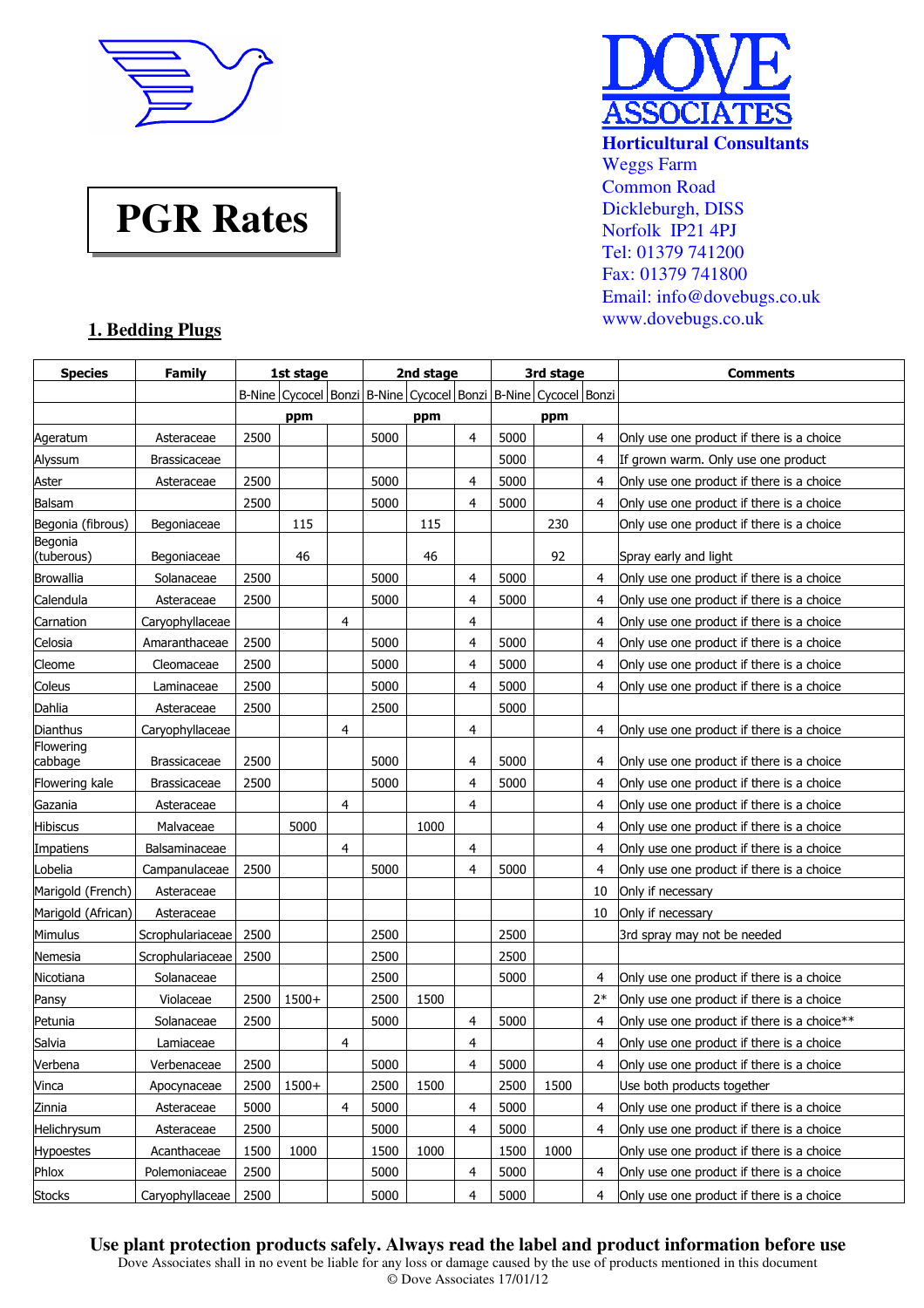# PGR Rates

**DOVE ASSOCIATES**
**Horticultural Consultants**
Weggs Farm
Common Road
Dickleburgh, DISS
Norfolk IP21 4PJ
Tel: 01379 741200
Fax: 01379 741800
Email: info@dovebugs.co.uk
www.dovebugs.co.uk

## 1. Bedding Plugs

| Species | Family | 1st stage | | | 2nd stage | | | 3rd stage | | | Comments |
|---|---|---|---|---|---|---|---|---|---|---|---|
| | | B-Nine | Cycocel | Bonzi | B-Nine | Cycocel | Bonzi | B-Nine | Cycocel | Bonzi | |
| | | | ppm | | | ppm | | | ppm | | |
| Ageratum | Asteraceae | 2500 | | | 5000 | | 4 | 5000 | | 4 | Only use one product if there is a choice |
| Alyssum | Brassicaceae | | | | | | | 5000 | | 4 | If grown warm. Only use one product |
| Aster | Asteraceae | 2500 | | | 5000 | | 4 | 5000 | | 4 | Only use one product if there is a choice |
| Balsam | | 2500 | | | 5000 | | 4 | 5000 | | 4 | Only use one product if there is a choice |
| Begonia (fibrous) | Begoniaceae | | 115 | | | 115 | | | 230 | | Only use one product if there is a choice |
| Begonia (tuberous) | Begoniaceae | | 46 | | | 46 | | | 92 | | Spray early and light |
| Browallia | Solanaceae | 2500 | | | 5000 | | 4 | 5000 | | 4 | Only use one product if there is a choice |
| Calendula | Asteraceae | 2500 | | | 5000 | | 4 | 5000 | | 4 | Only use one product if there is a choice |
| Carnation | Caryophyllaceae | | | 4 | | | 4 | | | 4 | Only use one product if there is a choice |
| Celosia | Amaranthaceae | 2500 | | | 5000 | | 4 | 5000 | | 4 | Only use one product if there is a choice |
| Cleome | Cleomaceae | 2500 | | | 5000 | | 4 | 5000 | | 4 | Only use one product if there is a choice |
| Coleus | Laminaceae | 2500 | | | 5000 | | 4 | 5000 | | 4 | Only use one product if there is a choice |
| Dahlia | Asteraceae | 2500 | | | 2500 | | | 5000 | | | |
| Dianthus | Caryophyllaceae | | | 4 | | | 4 | | | 4 | Only use one product if there is a choice |
| Flowering cabbage | Brassicaceae | 2500 | | | 5000 | | 4 | 5000 | | 4 | Only use one product if there is a choice |
| Flowering kale | Brassicaceae | 2500 | | | 5000 | | 4 | 5000 | | 4 | Only use one product if there is a choice |
| Gazania | Asteraceae | | | 4 | | | 4 | | | 4 | Only use one product if there is a choice |
| Hibiscus | Malvaceae | | 5000 | | | 1000 | | | | 4 | Only use one product if there is a choice |
| Impatiens | Balsaminaceae | | | 4 | | | 4 | | | 4 | Only use one product if there is a choice |
| Lobelia | Campanulaceae | 2500 | | | 5000 | | 4 | 5000 | | 4 | Only use one product if there is a choice |
| Marigold (French) | Asteraceae | | | | | | | | | 10 | Only if necessary |
| Marigold (African) | Asteraceae | | | | | | | | | 10 | Only if necessary |
| Mimulus | Scrophulariaceae | 2500 | | | 2500 | | | 2500 | | | 3rd spray may not be needed |
| Nemesia | Scrophulariaceae | 2500 | | | 2500 | | | 2500 | | | |
| Nicotiana | Solanaceae | | | | 2500 | | | 5000 | | 4 | Only use one product if there is a choice |
| Pansy | Violaceae | 2500 | 1500+ | | 2500 | 1500 | | | | 2* | Only use one product if there is a choice |
| Petunia | Solanaceae | 2500 | | | 5000 | | 4 | 5000 | | 4 | Only use one product if there is a choice** |
| Salvia | Lamiaceae | | | 4 | | | 4 | | | 4 | Only use one product if there is a choice |
| Verbena | Verbenaceae | 2500 | | | 5000 | | 4 | 5000 | | 4 | Only use one product if there is a choice |
| Vinca | Apocynaceae | 2500 | 1500+ | | 2500 | 1500 | | 2500 | 1500 | | Use both products together |
| Zinnia | Asteraceae | 5000 | | 4 | 5000 | | 4 | 5000 | | 4 | Only use one product if there is a choice |
| Helichrysum | Asteraceae | 2500 | | | 5000 | | 4 | 5000 | | 4 | Only use one product if there is a choice |
| Hypoestes | Acanthaceae | 1500 | 1000 | | 1500 | 1000 | | 1500 | 1000 | | Only use one product if there is a choice |
| Phlox | Polemoniaceae | 2500 | | | 5000 | | 4 | 5000 | | 4 | Only use one product if there is a choice |
| Stocks | Caryophyllaceae | 2500 | | | 5000 | | 4 | 5000 | | 4 | Only use one product if there is a choice |

**Use plant protection products safely. Always read the label and product information before use**

Dove Associates shall in no event be liable for any loss or damage caused by the use of products mentioned in this document

© Dove Associates 17/01/12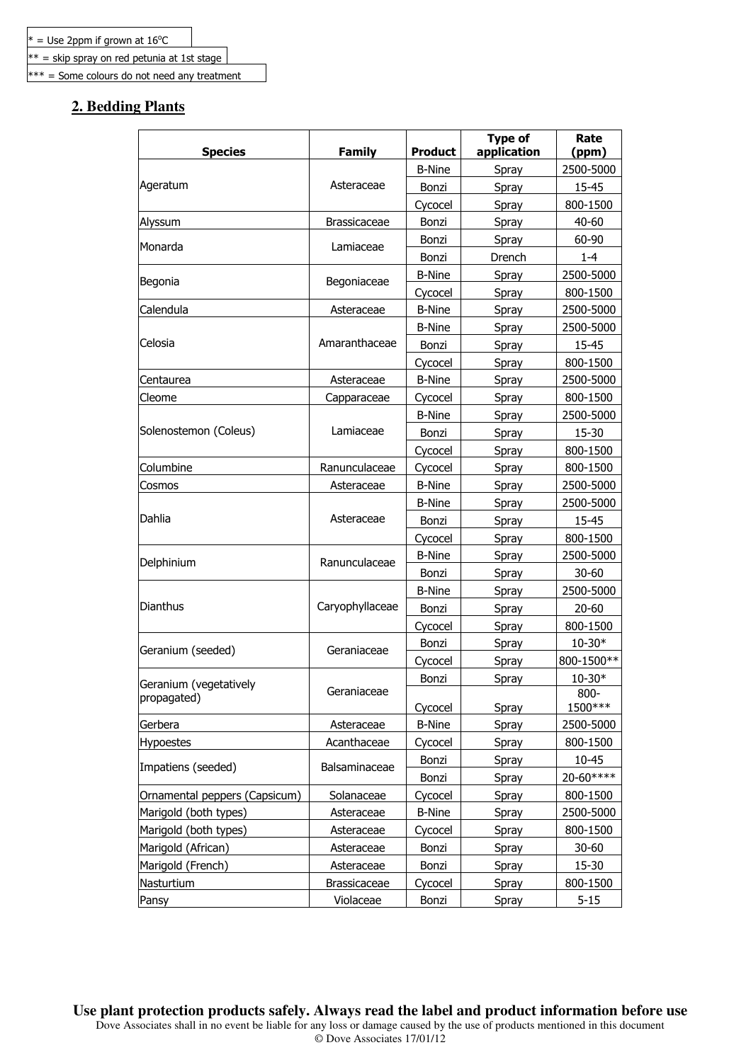* = Use 2ppm if grown at 16°C

** = skip spray on red petunia at 1st stage

*** = Some colours do not need any treatment

## 2. Bedding Plants

| Species | Family | Product | Type of application | Rate (ppm) |
|---|---|---|---|---|
| Ageratum | Asteraceae | B-Nine | Spray | 2500-5000 |
| | | Bonzi | Spray | 15-45 |
| | | Cycocel | Spray | 800-1500 |
| Alyssum | Brassicaceae | Bonzi | Spray | 40-60 |
| Monarda | Lamiaceae | Bonzi | Spray | 60-90 |
| | | Bonzi | Drench | 1-4 |
| Begonia | Begoniaceae | B-Nine | Spray | 2500-5000 |
| | | Cycocel | Spray | 800-1500 |
| Calendula | Asteraceae | B-Nine | Spray | 2500-5000 |
| Celosia | Amaranthaceae | B-Nine | Spray | 2500-5000 |
| | | Bonzi | Spray | 15-45 |
| | | Cycocel | Spray | 800-1500 |
| Centaurea | Asteraceae | B-Nine | Spray | 2500-5000 |
| Cleome | Capparaceae | Cycocel | Spray | 800-1500 |
| Solenostemon (Coleus) | Lamiaceae | B-Nine | Spray | 2500-5000 |
| | | Bonzi | Spray | 15-30 |
| | | Cycocel | Spray | 800-1500 |
| Columbine | Ranunculaceae | Cycocel | Spray | 800-1500 |
| Cosmos | Asteraceae | B-Nine | Spray | 2500-5000 |
| Dahlia | Asteraceae | B-Nine | Spray | 2500-5000 |
| | | Bonzi | Spray | 15-45 |
| | | Cycocel | Spray | 800-1500 |
| Delphinium | Ranunculaceae | B-Nine | Spray | 2500-5000 |
| | | Bonzi | Spray | 30-60 |
| Dianthus | Caryophyllaceae | B-Nine | Spray | 2500-5000 |
| | | Bonzi | Spray | 20-60 |
| | | Cycocel | Spray | 800-1500 |
| Geranium (seeded) | Geraniaceae | Bonzi | Spray | 10-30* |
| | | Cycocel | Spray | 800-1500** |
| Geranium (vegetatively propagated) | Geraniaceae | Bonzi | Spray | 10-30* |
| | | Cycocel | Spray | 800-1500*** |
| Gerbera | Asteraceae | B-Nine | Spray | 2500-5000 |
| Hypoestes | Acanthaceae | Cycocel | Spray | 800-1500 |
| Impatiens (seeded) | Balsaminaceae | Bonzi | Spray | 10-45 |
| | | Bonzi | Spray | 20-60**** |
| Ornamental peppers (Capsicum) | Solanaceae | Cycocel | Spray | 800-1500 |
| Marigold (both types) | Asteraceae | B-Nine | Spray | 2500-5000 |
| Marigold (both types) | Asteraceae | Cycocel | Spray | 800-1500 |
| Marigold (African) | Asteraceae | Bonzi | Spray | 30-60 |
| Marigold (French) | Asteraceae | Bonzi | Spray | 15-30 |
| Nasturtium | Brassicaceae | Cycocel | Spray | 800-1500 |
| Pansy | Violaceae | Bonzi | Spray | 5-15 |

**Use plant protection products safely. Always read the label and product information before use**

Dove Associates shall in no event be liable for any loss or damage caused by the use of products mentioned in this document

© Dove Associates 17/01/12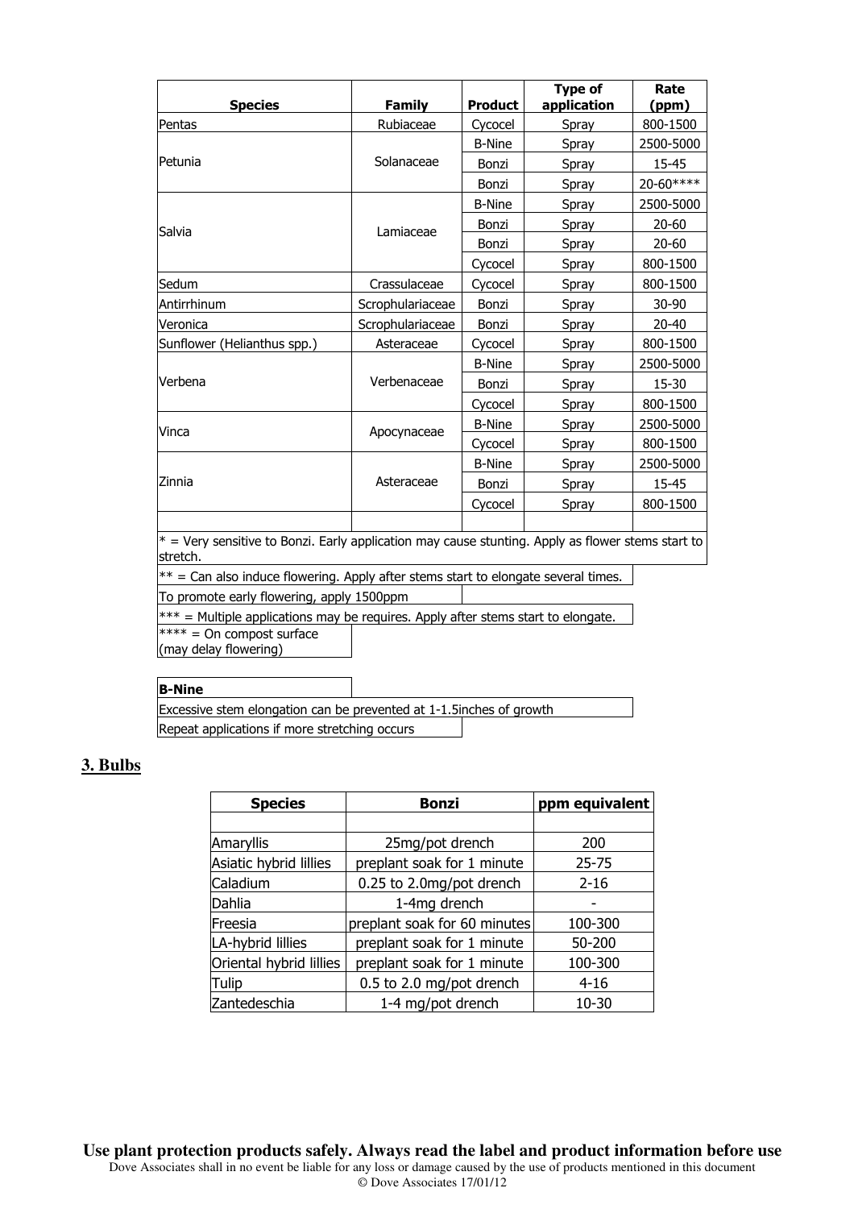| Species | Family | Product | Type of application | Rate (ppm) |
|---|---|---|---|---|
| Pentas | Rubiaceae | Cycocel | Spray | 800-1500 |
| Petunia | Solanaceae | B-Nine | Spray | 2500-5000 |
| | | Bonzi | Spray | 15-45 |
| | | Bonzi | Spray | 20-60**** |
| Salvia | Lamiaceae | B-Nine | Spray | 2500-5000 |
| | | Bonzi | Spray | 20-60 |
| | | Bonzi | Spray | 20-60 |
| | | Cycocel | Spray | 800-1500 |
| Sedum | Crassulaceae | Cycocel | Spray | 800-1500 |
| Antirrhinum | Scrophulariaceae | Bonzi | Spray | 30-90 |
| Veronica | Scrophulariaceae | Bonzi | Spray | 20-40 |
| Sunflower (Helianthus spp.) | Asteraceae | Cycocel | Spray | 800-1500 |
| Verbena | Verbenaceae | B-Nine | Spray | 2500-5000 |
| | | Bonzi | Spray | 15-30 |
| | | Cycocel | Spray | 800-1500 |
| Vinca | Apocynaceae | B-Nine | Spray | 2500-5000 |
| | | Cycocel | Spray | 800-1500 |
| Zinnia | Asteraceae | B-Nine | Spray | 2500-5000 |
| | | Bonzi | Spray | 15-45 |
| | | Cycocel | Spray | 800-1500 |

* = Very sensitive to Bonzi. Early application may cause stunting. Apply as flower stems start to stretch.

** = Can also induce flowering. Apply after stems start to elongate several times.

To promote early flowering, apply 1500ppm

*** = Multiple applications may be requires. Apply after stems start to elongate.

**** = On compost surface (may delay flowering)

**B-Nine**

Excessive stem elongation can be prevented at 1-1.5inches of growth

Repeat applications if more stretching occurs

## 3. Bulbs

| Species | Bonzi | ppm equivalent |
|---|---|---|
| Amaryllis | 25mg/pot drench | 200 |
| Asiatic hybrid lillies | preplant soak for 1 minute | 25-75 |
| Caladium | 0.25 to 2.0mg/pot drench | 2-16 |
| Dahlia | 1-4mg drench | - |
| Freesia | preplant soak for 60 minutes | 100-300 |
| LA-hybrid lillies | preplant soak for 1 minute | 50-200 |
| Oriental hybrid lillies | preplant soak for 1 minute | 100-300 |
| Tulip | 0.5 to 2.0 mg/pot drench | 4-16 |
| Zantedeschia | 1-4 mg/pot drench | 10-30 |

**Use plant protection products safely. Always read the label and product information before use**

Dove Associates shall in no event be liable for any loss or damage caused by the use of products mentioned in this document

© Dove Associates 17/01/12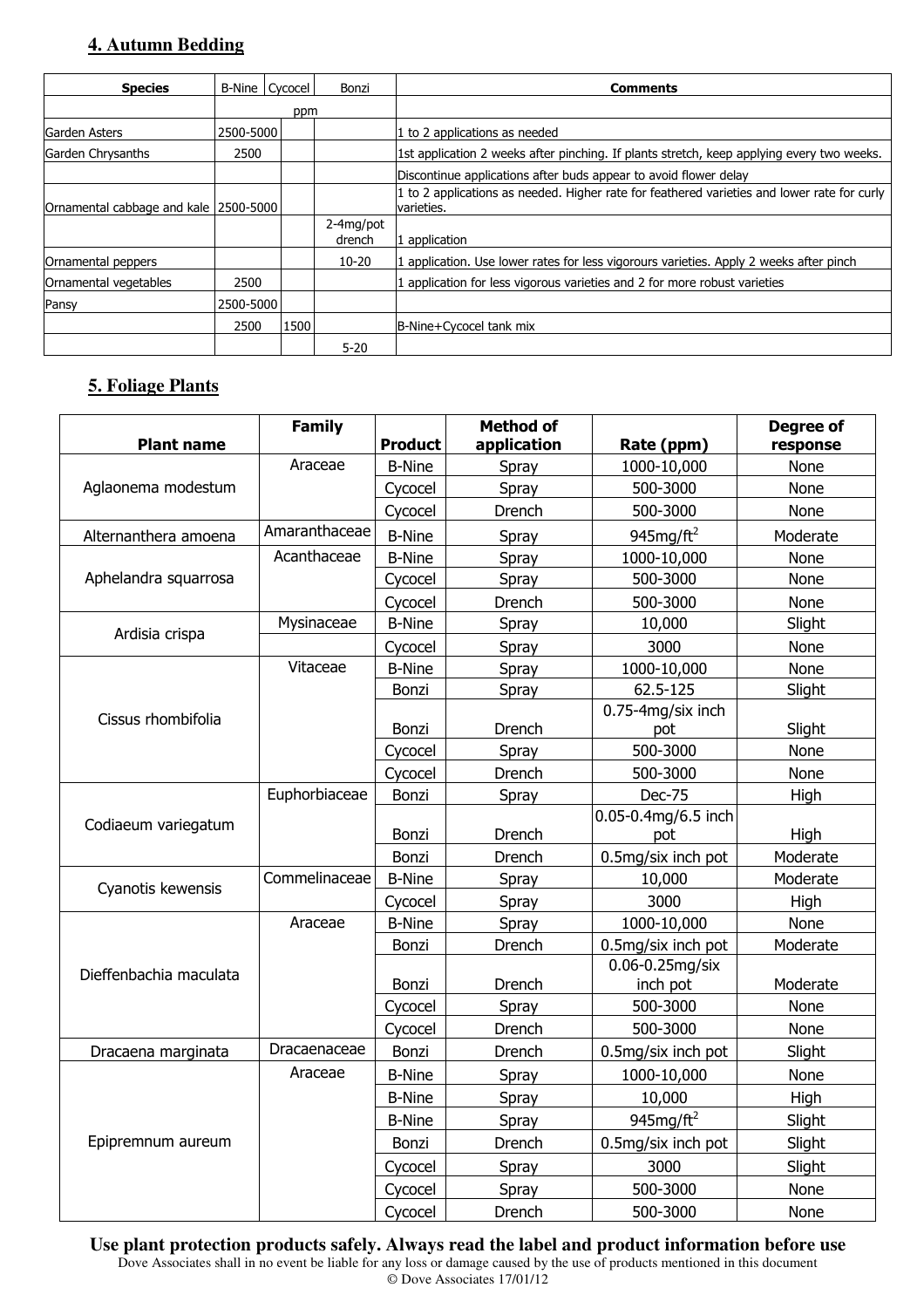## 4. Autumn Bedding

| Species | B-Nine | Cycocel | Bonzi | Comments |
|---|---|---|---|---|
| | ppm | | | |
| Garden Asters | 2500-5000 | | | 1 to 2 applications as needed |
| Garden Chrysanths | 2500 | | | 1st application 2 weeks after pinching. If plants stretch, keep applying every two weeks. |
| | | | | Discontinue applications after buds appear to avoid flower delay |
| Ornamental cabbage and kale | 2500-5000 | | | 1 to 2 applications as needed. Higher rate for feathered varieties and lower rate for curly varieties. |
| | | | 2-4mg/pot drench | 1 application |
| Ornamental peppers | | | 10-20 | 1 application. Use lower rates for less vigorours varieties. Apply 2 weeks after pinch |
| Ornamental vegetables | 2500 | | | 1 application for less vigorous varieties and 2 for more robust varieties |
| Pansy | 2500-5000 | | | |
| | 2500 | 1500 | | B-Nine+Cycocel tank mix |
| | | | 5-20 | |

## 5. Foliage Plants

| Plant name | Family | Product | Method of application | Rate (ppm) | Degree of response |
|---|---|---|---|---|---|
| Aglaonema modestum | Araceae | B-Nine | Spray | 1000-10,000 | None |
| | | Cycocel | Spray | 500-3000 | None |
| | | Cycocel | Drench | 500-3000 | None |
| Alternanthera amoena | Amaranthaceae | B-Nine | Spray | 945mg/ft$^2$ | Moderate |
| Aphelandra squarrosa | Acanthaceae | B-Nine | Spray | 1000-10,000 | None |
| | | Cycocel | Spray | 500-3000 | None |
| | | Cycocel | Drench | 500-3000 | None |
| Ardisia crispa | Mysinaceae | B-Nine | Spray | 10,000 | Slight |
| | | Cycocel | Spray | 3000 | None |
| Cissus rhombifolia | Vitaceae | B-Nine | Spray | 1000-10,000 | None |
| | | Bonzi | Spray | 62.5-125 | Slight |
| | | Bonzi | Drench | 0.75-4mg/six inch pot | Slight |
| | | Cycocel | Spray | 500-3000 | None |
| | | Cycocel | Drench | 500-3000 | None |
| Codiaeum variegatum | Euphorbiaceae | Bonzi | Spray | Dec-75 | High |
| | | Bonzi | Drench | 0.05-0.4mg/6.5 inch pot | High |
| | | Bonzi | Drench | 0.5mg/six inch pot | Moderate |
| Cyanotis kewensis | Commelinaceae | B-Nine | Spray | 10,000 | Moderate |
| | | Cycocel | Spray | 3000 | High |
| Dieffenbachia maculata | Araceae | B-Nine | Spray | 1000-10,000 | None |
| | | Bonzi | Drench | 0.5mg/six inch pot | Moderate |
| | | Bonzi | Drench | 0.06-0.25mg/six inch pot | Moderate |
| | | Cycocel | Spray | 500-3000 | None |
| | | Cycocel | Drench | 500-3000 | None |
| Dracaena marginata | Dracaenaceae | Bonzi | Drench | 0.5mg/six inch pot | Slight |
| Epipremnum aureum | Araceae | B-Nine | Spray | 1000-10,000 | None |
| | | B-Nine | Spray | 10,000 | High |
| | | B-Nine | Spray | 945mg/ft$^2$ | Slight |
| | | Bonzi | Drench | 0.5mg/six inch pot | Slight |
| | | Cycocel | Spray | 3000 | Slight |
| | | Cycocel | Spray | 500-3000 | None |
| | | Cycocel | Drench | 500-3000 | None |

**Use plant protection products safely. Always read the label and product information before use**

Dove Associates shall in no event be liable for any loss or damage caused by the use of products mentioned in this document

© Dove Associates 17/01/12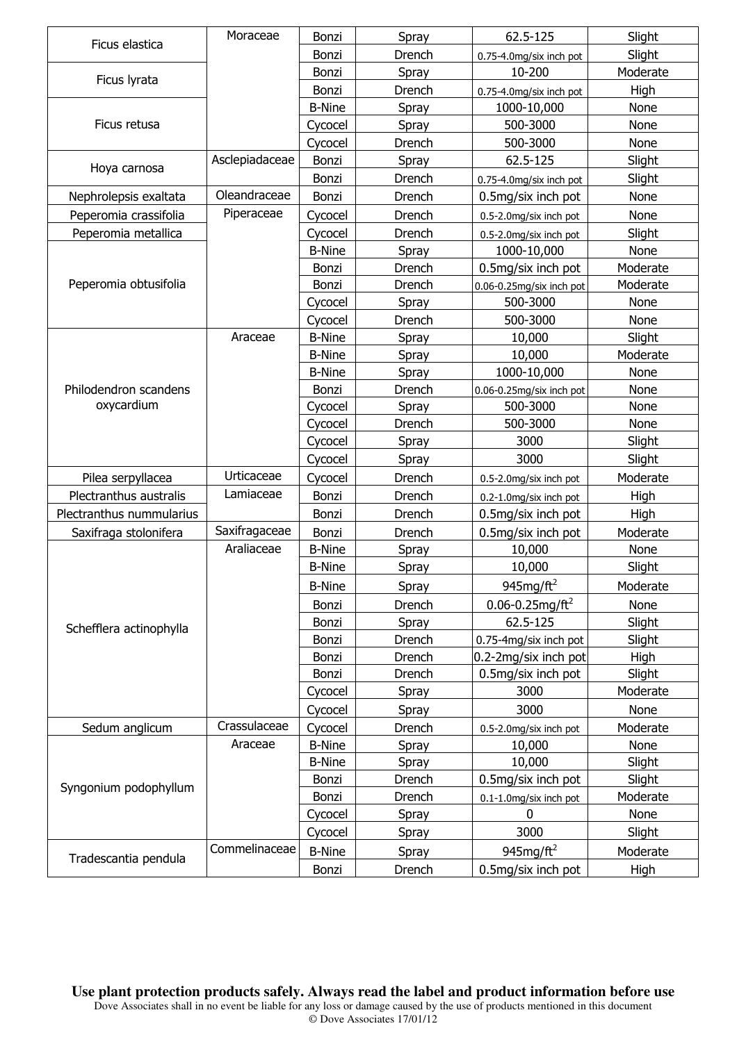| | | | | | |
|---|---|---|---|---|---|
| Ficus elastica | Moraceae | Bonzi | Spray | 62.5-125 | Slight |
| | | Bonzi | Drench | 0.75-4.0mg/six inch pot | Slight |
| Ficus lyrata | | Bonzi | Spray | 10-200 | Moderate |
| | | Bonzi | Drench | 0.75-4.0mg/six inch pot | High |
| Ficus retusa | | B-Nine | Spray | 1000-10,000 | None |
| | | Cycocel | Spray | 500-3000 | None |
| | | Cycocel | Drench | 500-3000 | None |
| Hoya carnosa | Asclepiadaceae | Bonzi | Spray | 62.5-125 | Slight |
| | | Bonzi | Drench | 0.75-4.0mg/six inch pot | Slight |
| Nephrolepsis exaltata | Oleandraceae | Bonzi | Drench | 0.5mg/six inch pot | None |
| Peperomia crassifolia | Piperaceae | Cycocel | Drench | 0.5-2.0mg/six inch pot | None |
| Peperomia metallica | | Cycocel | Drench | 0.5-2.0mg/six inch pot | Slight |
| Peperomia obtusifolia | | B-Nine | Spray | 1000-10,000 | None |
| | | Bonzi | Drench | 0.5mg/six inch pot | Moderate |
| | | Bonzi | Drench | 0.06-0.25mg/six inch pot | Moderate |
| | | Cycocel | Spray | 500-3000 | None |
| | | Cycocel | Drench | 500-3000 | None |
| Philodendron scandens oxycardium | Araceae | B-Nine | Spray | 10,000 | Slight |
| | | B-Nine | Spray | 10,000 | Moderate |
| | | B-Nine | Spray | 1000-10,000 | None |
| | | Bonzi | Drench | 0.06-0.25mg/six inch pot | None |
| | | Cycocel | Spray | 500-3000 | None |
| | | Cycocel | Drench | 500-3000 | None |
| | | Cycocel | Spray | 3000 | Slight |
| | | Cycocel | Spray | 3000 | Slight |
| Pilea serpyllacea | Urticaceae | Cycocel | Drench | 0.5-2.0mg/six inch pot | Moderate |
| Plectranthus australis | Lamiaceae | Bonzi | Drench | 0.2-1.0mg/six inch pot | High |
| Plectranthus nummularius | | Bonzi | Drench | 0.5mg/six inch pot | High |
| Saxifraga stolonifera | Saxifragaceae | Bonzi | Drench | 0.5mg/six inch pot | Moderate |
| Schefflera actinophylla | Araliaceae | B-Nine | Spray | 10,000 | None |
| | | B-Nine | Spray | 10,000 | Slight |
| | | B-Nine | Spray | 945mg/ft$^2$ | Moderate |
| | | Bonzi | Drench | 0.06-0.25mg/ft$^2$ | None |
| | | Bonzi | Spray | 62.5-125 | Slight |
| | | Bonzi | Drench | 0.75-4mg/six inch pot | Slight |
| | | Bonzi | Drench | 0.2-2mg/six inch pot | High |
| | | Bonzi | Drench | 0.5mg/six inch pot | Slight |
| | | Cycocel | Spray | 3000 | Moderate |
| | | Cycocel | Spray | 3000 | None |
| Sedum anglicum | Crassulaceae | Cycocel | Drench | 0.5-2.0mg/six inch pot | Moderate |
| Syngonium podophyllum | Araceae | B-Nine | Spray | 10,000 | None |
| | | B-Nine | Spray | 10,000 | Slight |
| | | Bonzi | Drench | 0.5mg/six inch pot | Slight |
| | | Bonzi | Drench | 0.1-1.0mg/six inch pot | Moderate |
| | | Cycocel | Spray | 0 | None |
| | | Cycocel | Spray | 3000 | Slight |
| Tradescantia pendula | Commelinaceae | B-Nine | Spray | 945mg/ft$^2$ | Moderate |
| | | Bonzi | Drench | 0.5mg/six inch pot | High |

**Use plant protection products safely. Always read the label and product information before use**

Dove Associates shall in no event be liable for any loss or damage caused by the use of products mentioned in this document

© Dove Associates 17/01/12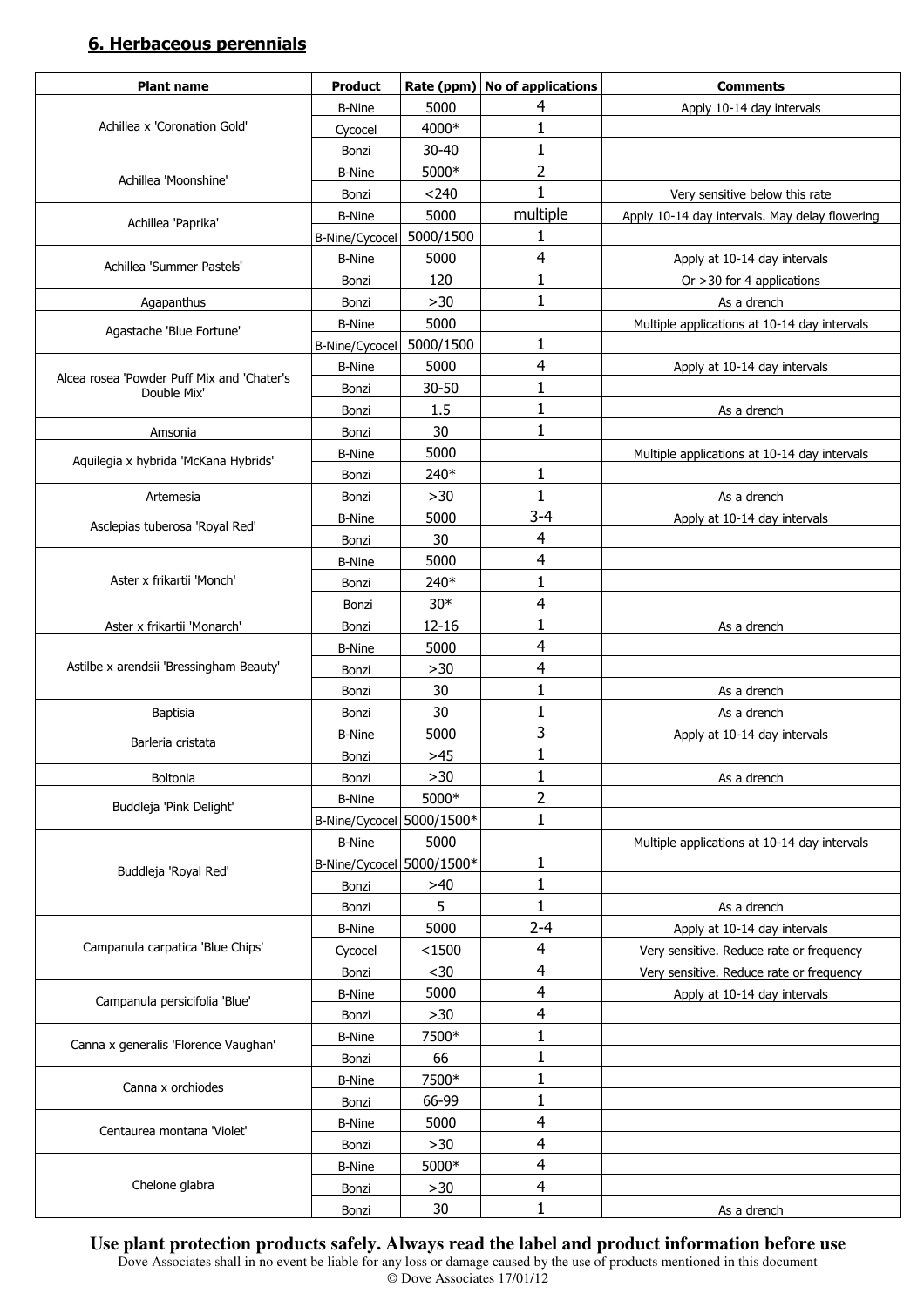## 6. Herbaceous perennials

| Plant name | Product | Rate (ppm) | No of applications | Comments |
|---|---|---|---|---|
| Achillea x 'Coronation Gold' | B-Nine | 5000 | 4 | Apply 10-14 day intervals |
| | Cycocel | 4000* | 1 | |
| | Bonzi | 30-40 | 1 | |
| Achillea 'Moonshine' | B-Nine | 5000* | 2 | |
| | Bonzi | <240 | 1 | Very sensitive below this rate |
| Achillea 'Paprika' | B-Nine | 5000 | multiple | Apply 10-14 day intervals. May delay flowering |
| | B-Nine/Cycocel | 5000/1500 | 1 | |
| Achillea 'Summer Pastels' | B-Nine | 5000 | 4 | Apply at 10-14 day intervals |
| | Bonzi | 120 | 1 | Or >30 for 4 applications |
| Agapanthus | Bonzi | >30 | 1 | As a drench |
| Agastache 'Blue Fortune' | B-Nine | 5000 | | Multiple applications at 10-14 day intervals |
| | B-Nine/Cycocel | 5000/1500 | 1 | |
| Alcea rosea 'Powder Puff Mix and 'Chater's Double Mix' | B-Nine | 5000 | 4 | Apply at 10-14 day intervals |
| | Bonzi | 30-50 | 1 | |
| | Bonzi | 1.5 | 1 | As a drench |
| Amsonia | Bonzi | 30 | 1 | |
| Aquilegia x hybrida 'McKana Hybrids' | B-Nine | 5000 | | Multiple applications at 10-14 day intervals |
| | Bonzi | 240* | 1 | |
| Artemesia | Bonzi | >30 | 1 | As a drench |
| Asclepias tuberosa 'Royal Red' | B-Nine | 5000 | 3-4 | Apply at 10-14 day intervals |
| | Bonzi | 30 | 4 | |
| Aster x frikartii 'Monch' | B-Nine | 5000 | 4 | |
| | Bonzi | 240* | 1 | |
| | Bonzi | 30* | 4 | |
| Aster x frikartii 'Monarch' | Bonzi | 12-16 | 1 | As a drench |
| Astilbe x arendsii 'Bressingham Beauty' | B-Nine | 5000 | 4 | |
| | Bonzi | >30 | 4 | |
| | Bonzi | 30 | 1 | As a drench |
| Baptisia | Bonzi | 30 | 1 | As a drench |
| Barleria cristata | B-Nine | 5000 | 3 | Apply at 10-14 day intervals |
| | Bonzi | >45 | 1 | |
| Boltonia | Bonzi | >30 | 1 | As a drench |
| Buddleja 'Pink Delight' | B-Nine | 5000* | 2 | |
| | B-Nine/Cycocel | 5000/1500* | 1 | |
| Buddleja 'Royal Red' | B-Nine | 5000 | | Multiple applications at 10-14 day intervals |
| | B-Nine/Cycocel | 5000/1500* | 1 | |
| | Bonzi | >40 | 1 | |
| | Bonzi | 5 | 1 | As a drench |
| Campanula carpatica 'Blue Chips' | B-Nine | 5000 | 2-4 | Apply at 10-14 day intervals |
| | Cycocel | <1500 | 4 | Very sensitive. Reduce rate or frequency |
| | Bonzi | <30 | 4 | Very sensitive. Reduce rate or frequency |
| Campanula persicifolia 'Blue' | B-Nine | 5000 | 4 | Apply at 10-14 day intervals |
| | Bonzi | >30 | 4 | |
| Canna x generalis 'Florence Vaughan' | B-Nine | 7500* | 1 | |
| | Bonzi | 66 | 1 | |
| Canna x orchiodes | B-Nine | 7500* | 1 | |
| | Bonzi | 66-99 | 1 | |
| Centaurea montana 'Violet' | B-Nine | 5000 | 4 | |
| | Bonzi | >30 | 4 | |
| Chelone glabra | B-Nine | 5000* | 4 | |
| | Bonzi | >30 | 4 | |
| | Bonzi | 30 | 1 | As a drench |

**Use plant protection products safely. Always read the label and product information before use**

Dove Associates shall in no event be liable for any loss or damage caused by the use of products mentioned in this document

© Dove Associates 17/01/12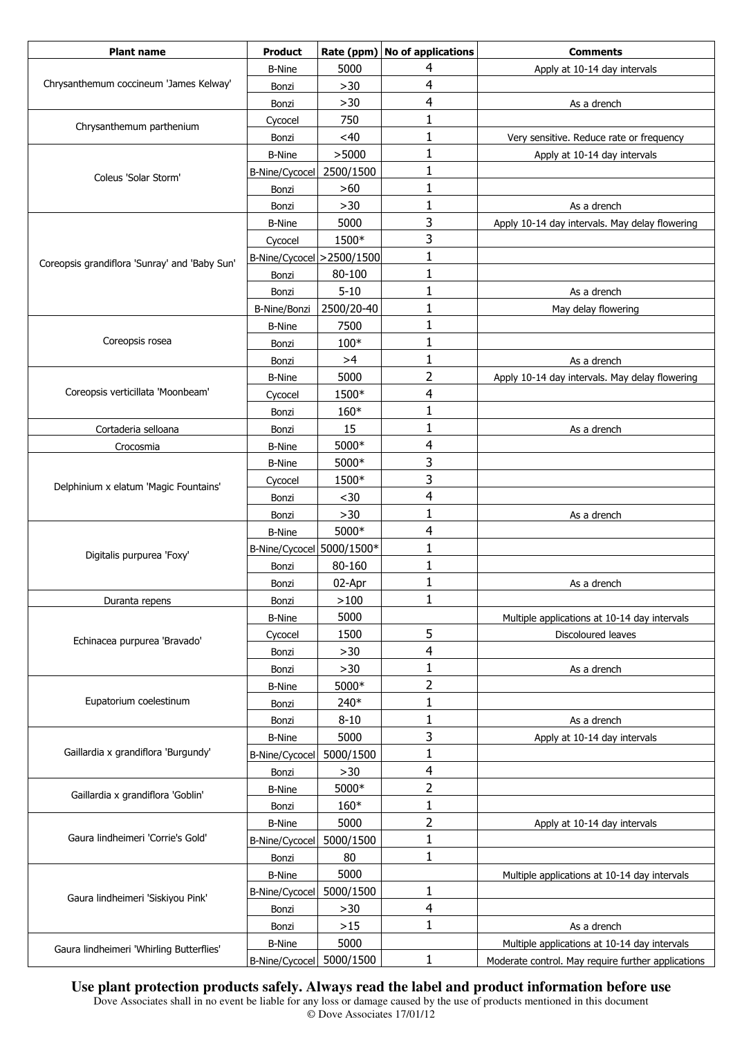| Plant name | Product | Rate (ppm) | No of applications | Comments |
|---|---|---|---|---|
| Chrysanthemum coccineum 'James Kelway' | B-Nine | 5000 | 4 | Apply at 10-14 day intervals |
| | Bonzi | >30 | 4 | |
| | Bonzi | >30 | 4 | As a drench |
| Chrysanthemum parthenium | Cycocel | 750 | 1 | |
| | Bonzi | <40 | 1 | Very sensitive. Reduce rate or frequency |
| Coleus 'Solar Storm' | B-Nine | >5000 | 1 | Apply at 10-14 day intervals |
| | B-Nine/Cycocel | 2500/1500 | 1 | |
| | Bonzi | >60 | 1 | |
| | Bonzi | >30 | 1 | As a drench |
| Coreopsis grandiflora 'Sunray' and 'Baby Sun' | B-Nine | 5000 | 3 | Apply 10-14 day intervals. May delay flowering |
| | Cycocel | 1500* | 3 | |
| | B-Nine/Cycocel | >2500/1500 | 1 | |
| | Bonzi | 80-100 | 1 | |
| | Bonzi | 5-10 | 1 | As a drench |
| | B-Nine/Bonzi | 2500/20-40 | 1 | May delay flowering |
| Coreopsis rosea | B-Nine | 7500 | 1 | |
| | Bonzi | 100* | 1 | |
| | Bonzi | >4 | 1 | As a drench |
| Coreopsis verticillata 'Moonbeam' | B-Nine | 5000 | 2 | Apply 10-14 day intervals. May delay flowering |
| | Cycocel | 1500* | 4 | |
| | Bonzi | 160* | 1 | |
| Cortaderia selloana | Bonzi | 15 | 1 | As a drench |
| Crocosmia | B-Nine | 5000* | 4 | |
| Delphinium x elatum 'Magic Fountains' | B-Nine | 5000* | 3 | |
| | Cycocel | 1500* | 3 | |
| | Bonzi | <30 | 4 | |
| | Bonzi | >30 | 1 | As a drench |
| Digitalis purpurea 'Foxy' | B-Nine | 5000* | 4 | |
| | B-Nine/Cycocel | 5000/1500* | 1 | |
| | Bonzi | 80-160 | 1 | |
| | Bonzi | 02-Apr | 1 | As a drench |
| Duranta repens | Bonzi | >100 | 1 | |
| Echinacea purpurea 'Bravado' | B-Nine | 5000 | | Multiple applications at 10-14 day intervals |
| | Cycocel | 1500 | 5 | Discoloured leaves |
| | Bonzi | >30 | 4 | |
| | Bonzi | >30 | 1 | As a drench |
| Eupatorium coelestinum | B-Nine | 5000* | 2 | |
| | Bonzi | 240* | 1 | |
| | Bonzi | 8-10 | 1 | As a drench |
| Gaillardia x grandiflora 'Burgundy' | B-Nine | 5000 | 3 | Apply at 10-14 day intervals |
| | B-Nine/Cycocel | 5000/1500 | 1 | |
| | Bonzi | >30 | 4 | |
| Gaillardia x grandiflora 'Goblin' | B-Nine | 5000* | 2 | |
| | Bonzi | 160* | 1 | |
| Gaura lindheimeri 'Corrie's Gold' | B-Nine | 5000 | 2 | Apply at 10-14 day intervals |
| | B-Nine/Cycocel | 5000/1500 | 1 | |
| | Bonzi | 80 | 1 | |
| Gaura lindheimeri 'Siskiyou Pink' | B-Nine | 5000 | | Multiple applications at 10-14 day intervals |
| | B-Nine/Cycocel | 5000/1500 | 1 | |
| | Bonzi | >30 | 4 | |
| | Bonzi | >15 | 1 | As a drench |
| Gaura lindheimeri 'Whirling Butterflies' | B-Nine | 5000 | | Multiple applications at 10-14 day intervals |
| | B-Nine/Cycocel | 5000/1500 | 1 | Moderate control. May require further applications |

**Use plant protection products safely. Always read the label and product information before use**

Dove Associates shall in no event be liable for any loss or damage caused by the use of products mentioned in this document

© Dove Associates 17/01/12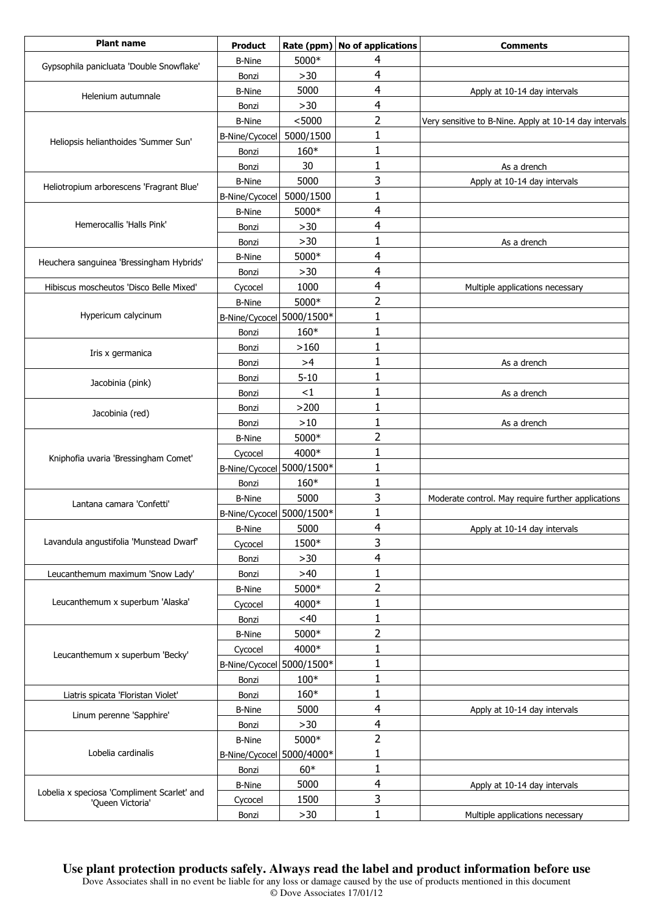| Plant name | Product | Rate (ppm) | No of applications | Comments |
|---|---|---|---|---|
| Gypsophila paniculata 'Double Snowflake' | B-Nine | 5000* | 4 | |
| | Bonzi | >30 | 4 | |
| Helenium autumnale | B-Nine | 5000 | 4 | Apply at 10-14 day intervals |
| | Bonzi | >30 | 4 | |
| Heliopsis helianthoides 'Summer Sun' | B-Nine | <5000 | 2 | Very sensitive to B-Nine. Apply at 10-14 day intervals |
| | B-Nine/Cycocel | 5000/1500 | 1 | |
| | Bonzi | 160* | 1 | |
| | Bonzi | 30 | 1 | As a drench |
| Heliotropium arborescens 'Fragrant Blue' | B-Nine | 5000 | 3 | Apply at 10-14 day intervals |
| | B-Nine/Cycocel | 5000/1500 | 1 | |
| Hemerocallis 'Halls Pink' | B-Nine | 5000* | 4 | |
| | Bonzi | >30 | 4 | |
| | Bonzi | >30 | 1 | As a drench |
| Heuchera sanguinea 'Bressingham Hybrids' | B-Nine | 5000* | 4 | |
| | Bonzi | >30 | 4 | |
| Hibiscus moscheutos 'Disco Belle Mixed' | Cycocel | 1000 | 4 | Multiple applications necessary |
| Hypericum calycinum | B-Nine | 5000* | 2 | |
| | B-Nine/Cycocel | 5000/1500* | 1 | |
| | Bonzi | 160* | 1 | |
| Iris x germanica | Bonzi | >160 | 1 | |
| | Bonzi | >4 | 1 | As a drench |
| Jacobinia (pink) | Bonzi | 5-10 | 1 | |
| | Bonzi | <1 | 1 | As a drench |
| Jacobinia (red) | Bonzi | >200 | 1 | |
| | Bonzi | >10 | 1 | As a drench |
| Kniphofia uvaria 'Bressingham Comet' | B-Nine | 5000* | 2 | |
| | Cycocel | 4000* | 1 | |
| | B-Nine/Cycocel | 5000/1500* | 1 | |
| | Bonzi | 160* | 1 | |
| Lantana camara 'Confetti' | B-Nine | 5000 | 3 | Moderate control. May require further applications |
| | B-Nine/Cycocel | 5000/1500* | 1 | |
| Lavandula angustifolia 'Munstead Dwarf' | B-Nine | 5000 | 4 | Apply at 10-14 day intervals |
| | Cycocel | 1500* | 3 | |
| | Bonzi | >30 | 4 | |
| Leucanthemum maximum 'Snow Lady' | Bonzi | >40 | 1 | |
| Leucanthemum x superbum 'Alaska' | B-Nine | 5000* | 2 | |
| | Cycocel | 4000* | 1 | |
| | Bonzi | <40 | 1 | |
| Leucanthemum x superbum 'Becky' | B-Nine | 5000* | 2 | |
| | Cycocel | 4000* | 1 | |
| | B-Nine/Cycocel | 5000/1500* | 1 | |
| | Bonzi | 100* | 1 | |
| Liatris spicata 'Floristan Violet' | Bonzi | 160* | 1 | |
| Linum perenne 'Sapphire' | B-Nine | 5000 | 4 | Apply at 10-14 day intervals |
| | Bonzi | >30 | 4 | |
| Lobelia cardinalis | B-Nine | 5000* | 2 | |
| | B-Nine/Cycocel | 5000/4000* | 1 | |
| | Bonzi | 60* | 1 | |
| Lobelia x speciosa 'Compliment Scarlet' and 'Queen Victoria' | B-Nine | 5000 | 4 | Apply at 10-14 day intervals |
| | Cycocel | 1500 | 3 | |
| | Bonzi | >30 | 1 | Multiple applications necessary |

**Use plant protection products safely. Always read the label and product information before use**

Dove Associates shall in no event be liable for any loss or damage caused by the use of products mentioned in this document

© Dove Associates 17/01/12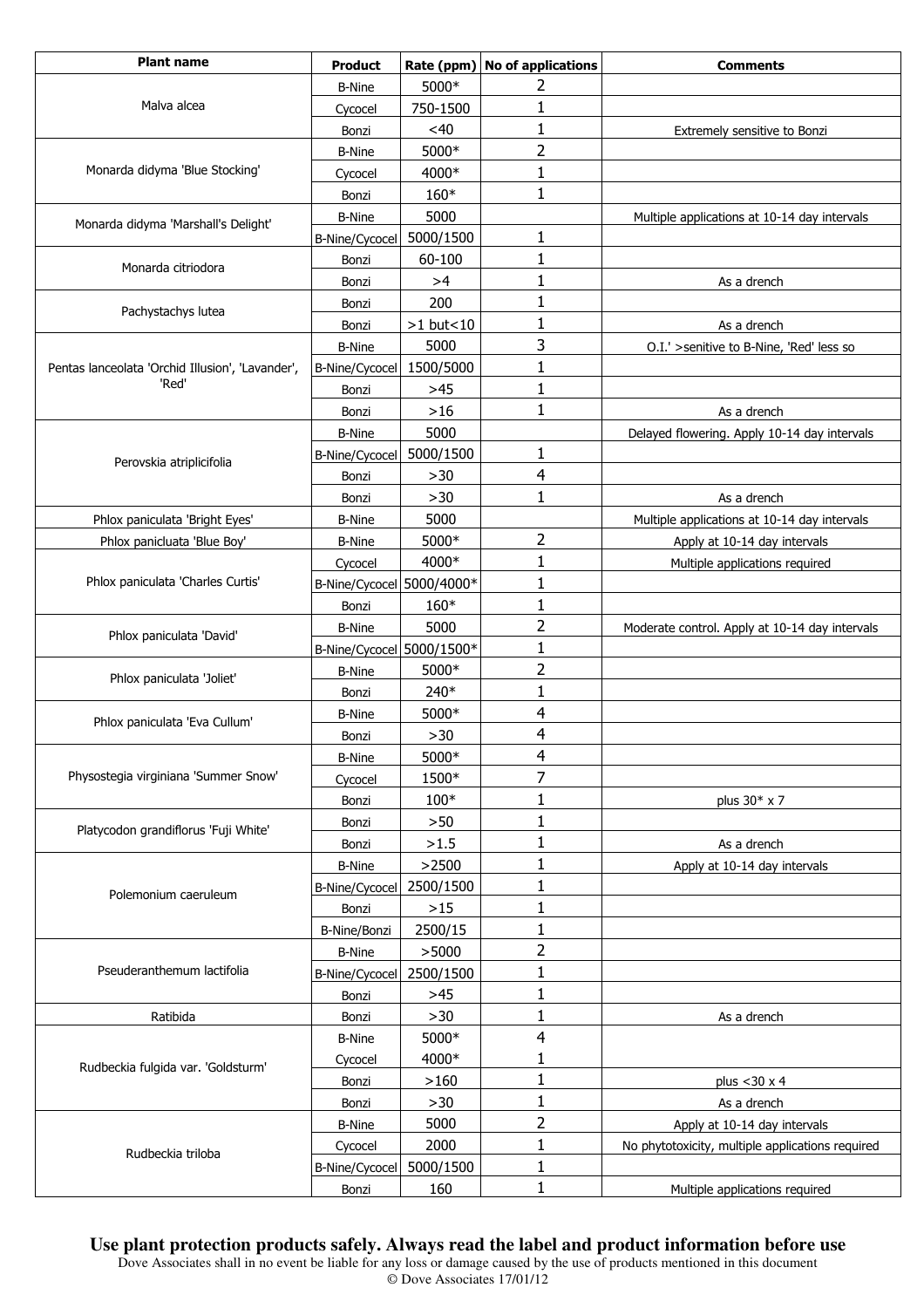| Plant name | Product | Rate (ppm) | No of applications | Comments |
|---|---|---|---|---|
| Malva alcea | B-Nine | 5000* | 2 | |
| | Cycocel | 750-1500 | 1 | |
| | Bonzi | <40 | 1 | Extremely sensitive to Bonzi |
| Monarda didyma 'Blue Stocking' | B-Nine | 5000* | 2 | |
| | Cycocel | 4000* | 1 | |
| | Bonzi | 160* | 1 | |
| Monarda didyma 'Marshall's Delight' | B-Nine | 5000 | | Multiple applications at 10-14 day intervals |
| | B-Nine/Cycocel | 5000/1500 | 1 | |
| Monarda citriodora | Bonzi | 60-100 | 1 | |
| | Bonzi | >4 | 1 | As a drench |
| Pachystachys lutea | Bonzi | 200 | 1 | |
| | Bonzi | >1 but<10 | 1 | As a drench |
| Pentas lanceolata 'Orchid Illusion', 'Lavander', 'Red' | B-Nine | 5000 | 3 | O.I.' >senitive to B-Nine, 'Red' less so |
| | B-Nine/Cycocel | 1500/5000 | 1 | |
| | Bonzi | >45 | 1 | |
| | Bonzi | >16 | 1 | As a drench |
| Perovskia atriplicifolia | B-Nine | 5000 | | Delayed flowering. Apply 10-14 day intervals |
| | B-Nine/Cycocel | 5000/1500 | 1 | |
| | Bonzi | >30 | 4 | |
| | Bonzi | >30 | 1 | As a drench |
| Phlox paniculata 'Bright Eyes' | B-Nine | 5000 | | Multiple applications at 10-14 day intervals |
| Phlox panicluata 'Blue Boy' | B-Nine | 5000* | 2 | Apply at 10-14 day intervals |
| Phlox paniculata 'Charles Curtis' | Cycocel | 4000* | 1 | Multiple applications required |
| | B-Nine/Cycocel | 5000/4000* | 1 | |
| | Bonzi | 160* | 1 | |
| Phlox paniculata 'David' | B-Nine | 5000 | 2 | Moderate control. Apply at 10-14 day intervals |
| | B-Nine/Cycocel | 5000/1500* | 1 | |
| Phlox paniculata 'Joliet' | B-Nine | 5000* | 2 | |
| | Bonzi | 240* | 1 | |
| Phlox paniculata 'Eva Cullum' | B-Nine | 5000* | 4 | |
| | Bonzi | >30 | 4 | |
| Physostegia virginiana 'Summer Snow' | B-Nine | 5000* | 4 | |
| | Cycocel | 1500* | 7 | |
| | Bonzi | 100* | 1 | plus 30* x 7 |
| Platycodon grandiflorus 'Fuji White' | Bonzi | >50 | 1 | |
| | Bonzi | >1.5 | 1 | As a drench |
| Polemonium caeruleum | B-Nine | >2500 | 1 | Apply at 10-14 day intervals |
| | B-Nine/Cycocel | 2500/1500 | 1 | |
| | Bonzi | >15 | 1 | |
| | B-Nine/Bonzi | 2500/15 | 1 | |
| Pseuderanthemum lactifolia | B-Nine | >5000 | 2 | |
| | B-Nine/Cycocel | 2500/1500 | 1 | |
| | Bonzi | >45 | 1 | |
| Ratibida | Bonzi | >30 | 1 | As a drench |
| Rudbeckia fulgida var. 'Goldsturm' | B-Nine | 5000* | 4 | |
| | Cycocel | 4000* | 1 | |
| | Bonzi | >160 | 1 | plus <30 x 4 |
| | Bonzi | >30 | 1 | As a drench |
| Rudbeckia triloba | B-Nine | 5000 | 2 | Apply at 10-14 day intervals |
| | Cycocel | 2000 | 1 | No phytotoxicity, multiple applications required |
| | B-Nine/Cycocel | 5000/1500 | 1 | |
| | Bonzi | 160 | 1 | Multiple applications required |

**Use plant protection products safely. Always read the label and product information before use**

Dove Associates shall in no event be liable for any loss or damage caused by the use of products mentioned in this document

© Dove Associates 17/01/12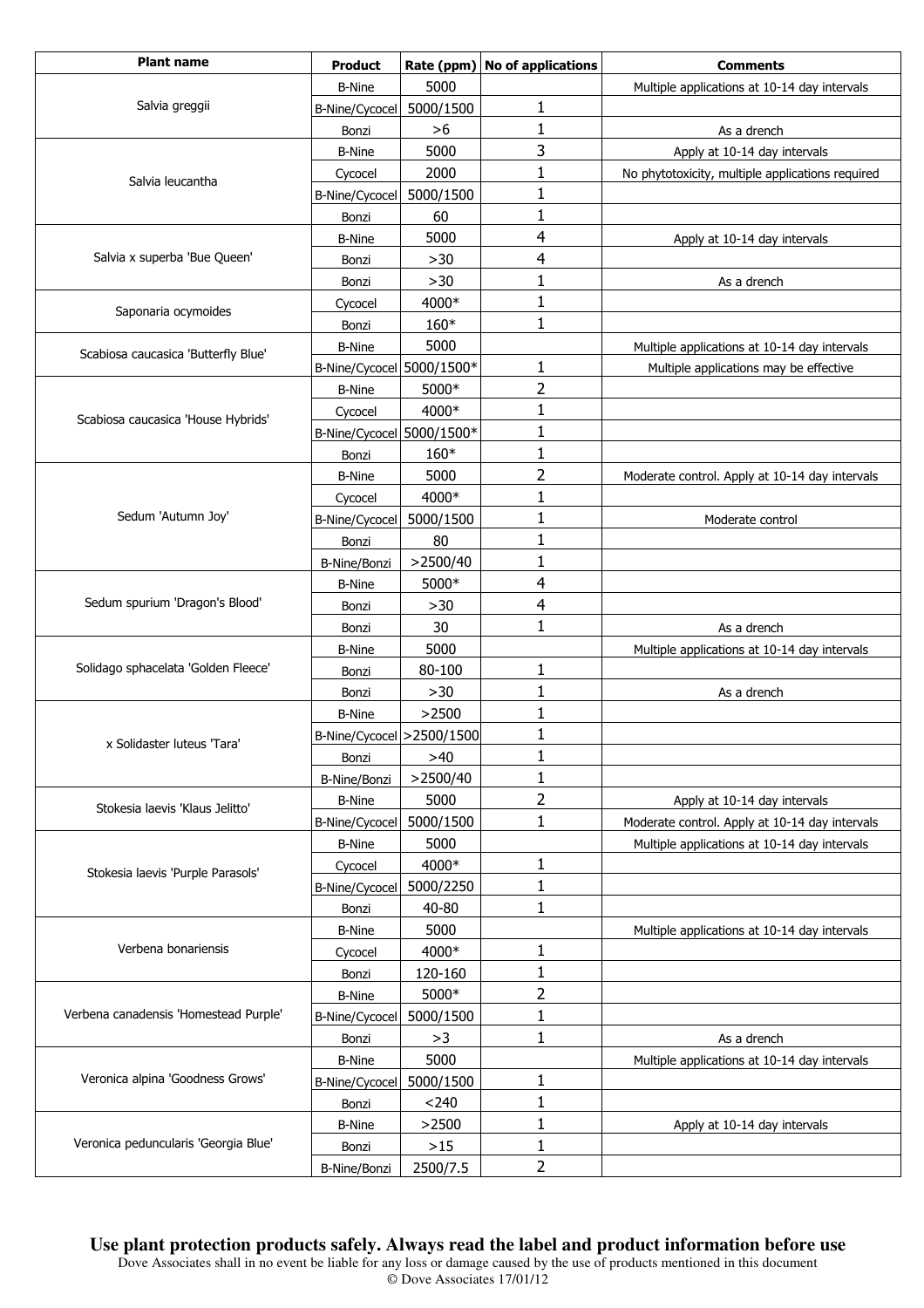| Plant name | Product | Rate (ppm) | No of applications | Comments |
|---|---|---|---|---|
| Salvia greggii | B-Nine | 5000 | | Multiple applications at 10-14 day intervals |
| | B-Nine/Cycocel | 5000/1500 | 1 | |
| | Bonzi | >6 | 1 | As a drench |
| Salvia leucantha | B-Nine | 5000 | 3 | Apply at 10-14 day intervals |
| | Cycocel | 2000 | 1 | No phytotoxicity, multiple applications required |
| | B-Nine/Cycocel | 5000/1500 | 1 | |
| | Bonzi | 60 | 1 | |
| Salvia x superba 'Bue Queen' | B-Nine | 5000 | 4 | Apply at 10-14 day intervals |
| | Bonzi | >30 | 4 | |
| | Bonzi | >30 | 1 | As a drench |
| Saponaria ocymoides | Cycocel | 4000* | 1 | |
| | Bonzi | 160* | 1 | |
| Scabiosa caucasica 'Butterfly Blue' | B-Nine | 5000 | | Multiple applications at 10-14 day intervals |
| | B-Nine/Cycocel | 5000/1500* | 1 | Multiple applications may be effective |
| Scabiosa caucasica 'House Hybrids' | B-Nine | 5000* | 2 | |
| | Cycocel | 4000* | 1 | |
| | B-Nine/Cycocel | 5000/1500* | 1 | |
| | Bonzi | 160* | 1 | |
| Sedum 'Autumn Joy' | B-Nine | 5000 | 2 | Moderate control. Apply at 10-14 day intervals |
| | Cycocel | 4000* | 1 | |
| | B-Nine/Cycocel | 5000/1500 | 1 | Moderate control |
| | Bonzi | 80 | 1 | |
| | B-Nine/Bonzi | >2500/40 | 1 | |
| Sedum spurium 'Dragon's Blood' | B-Nine | 5000* | 4 | |
| | Bonzi | >30 | 4 | |
| | Bonzi | 30 | 1 | As a drench |
| Solidago sphacelata 'Golden Fleece' | B-Nine | 5000 | | Multiple applications at 10-14 day intervals |
| | Bonzi | 80-100 | 1 | |
| | Bonzi | >30 | 1 | As a drench |
| x Solidaster luteus 'Tara' | B-Nine | >2500 | 1 | |
| | B-Nine/Cycocel | >2500/1500 | 1 | |
| | Bonzi | >40 | 1 | |
| | B-Nine/Bonzi | >2500/40 | 1 | |
| Stokesia laevis 'Klaus Jelitto' | B-Nine | 5000 | 2 | Apply at 10-14 day intervals |
| | B-Nine/Cycocel | 5000/1500 | 1 | Moderate control. Apply at 10-14 day intervals |
| Stokesia laevis 'Purple Parasols' | B-Nine | 5000 | | Multiple applications at 10-14 day intervals |
| | Cycocel | 4000* | 1 | |
| | B-Nine/Cycocel | 5000/2250 | 1 | |
| | Bonzi | 40-80 | 1 | |
| Verbena bonariensis | B-Nine | 5000 | | Multiple applications at 10-14 day intervals |
| | Cycocel | 4000* | 1 | |
| | Bonzi | 120-160 | 1 | |
| Verbena canadensis 'Homestead Purple' | B-Nine | 5000* | 2 | |
| | B-Nine/Cycocel | 5000/1500 | 1 | |
| | Bonzi | >3 | 1 | As a drench |
| Veronica alpina 'Goodness Grows' | B-Nine | 5000 | | Multiple applications at 10-14 day intervals |
| | B-Nine/Cycocel | 5000/1500 | 1 | |
| | Bonzi | <240 | 1 | |
| Veronica peduncularis 'Georgia Blue' | B-Nine | >2500 | 1 | Apply at 10-14 day intervals |
| | Bonzi | >15 | 1 | |
| | B-Nine/Bonzi | 2500/7.5 | 2 | |

**Use plant protection products safely. Always read the label and product information before use**

Dove Associates shall in no event be liable for any loss or damage caused by the use of products mentioned in this document

© Dove Associates 17/01/12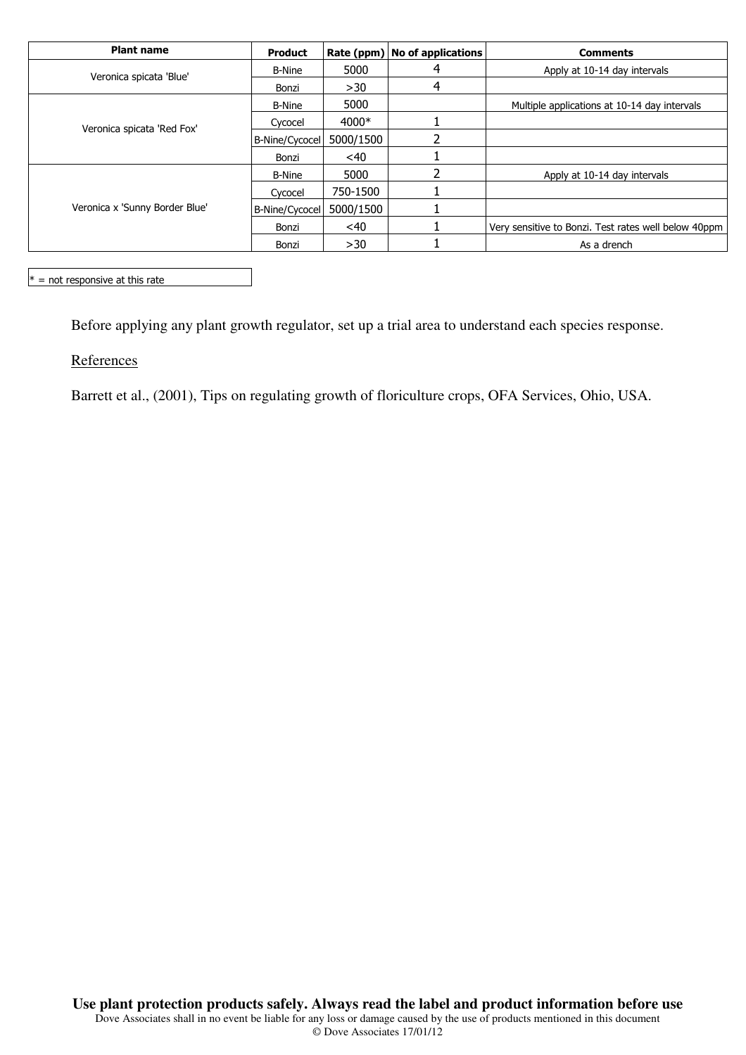| Plant name | Product | Rate (ppm) | No of applications | Comments |
|---|---|---|---|---|
| Veronica spicata 'Blue' | B-Nine | 5000 | 4 | Apply at 10-14 day intervals |
| | Bonzi | >30 | 4 | |
| Veronica spicata 'Red Fox' | B-Nine | 5000 | | Multiple applications at 10-14 day intervals |
| | Cycocel | 4000* | 1 | |
| | B-Nine/Cycocel | 5000/1500 | 2 | |
| | Bonzi | <40 | 1 | |
| Veronica x 'Sunny Border Blue' | B-Nine | 5000 | 2 | Apply at 10-14 day intervals |
| | Cycocel | 750-1500 | 1 | |
| | B-Nine/Cycocel | 5000/1500 | 1 | |
| | Bonzi | <40 | 1 | Very sensitive to Bonzi. Test rates well below 40ppm |
| | Bonzi | >30 | 1 | As a drench |

* = not responsive at this rate

Before applying any plant growth regulator, set up a trial area to understand each species response.

References

Barrett et al., (2001), Tips on regulating growth of floriculture crops, OFA Services, Ohio, USA.

**Use plant protection products safely. Always read the label and product information before use**

Dove Associates shall in no event be liable for any loss or damage caused by the use of products mentioned in this document

© Dove Associates 17/01/12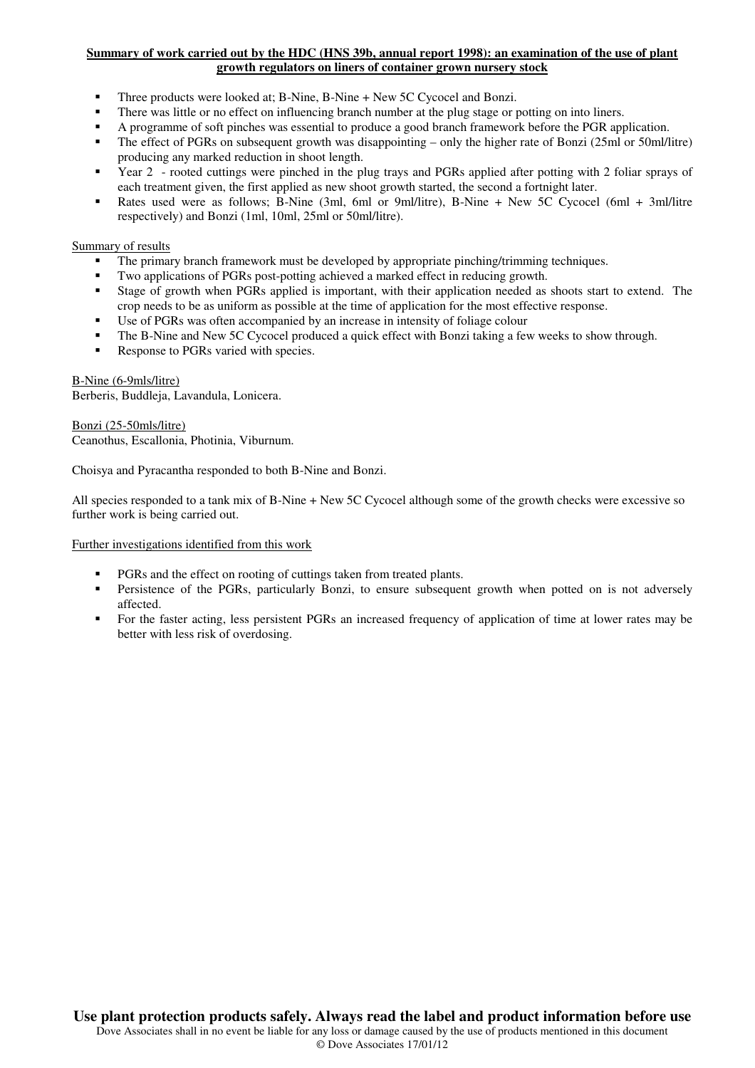**Summary of work carried out by the HDC (HNS 39b, annual report 1998): an examination of the use of plant growth regulators on liners of container grown nursery stock**

- Three products were looked at; B-Nine, B-Nine + New 5C Cycocel and Bonzi.
- There was little or no effect on influencing branch number at the plug stage or potting on into liners.
- A programme of soft pinches was essential to produce a good branch framework before the PGR application.
- The effect of PGRs on subsequent growth was disappointing – only the higher rate of Bonzi (25ml or 50ml/litre) producing any marked reduction in shoot length.
- Year 2 - rooted cuttings were pinched in the plug trays and PGRs applied after potting with 2 foliar sprays of each treatment given, the first applied as new shoot growth started, the second a fortnight later.
- Rates used were as follows; B-Nine (3ml, 6ml or 9ml/litre), B-Nine + New 5C Cycocel (6ml + 3ml/litre respectively) and Bonzi (1ml, 10ml, 25ml or 50ml/litre).

Summary of results

- The primary branch framework must be developed by appropriate pinching/trimming techniques.
- Two applications of PGRs post-potting achieved a marked effect in reducing growth.
- Stage of growth when PGRs applied is important, with their application needed as shoots start to extend. The crop needs to be as uniform as possible at the time of application for the most effective response.
- Use of PGRs was often accompanied by an increase in intensity of foliage colour
- The B-Nine and New 5C Cycocel produced a quick effect with Bonzi taking a few weeks to show through.
- Response to PGRs varied with species.

B-Nine (6-9mls/litre)
Berberis, Buddleja, Lavandula, Lonicera.

Bonzi (25-50mls/litre)
Ceanothus, Escallonia, Photinia, Viburnum.

Choisya and Pyracantha responded to both B-Nine and Bonzi.

All species responded to a tank mix of B-Nine + New 5C Cycocel although some of the growth checks were excessive so further work is being carried out.

Further investigations identified from this work

- PGRs and the effect on rooting of cuttings taken from treated plants.
- Persistence of the PGRs, particularly Bonzi, to ensure subsequent growth when potted on is not adversely affected.
- For the faster acting, less persistent PGRs an increased frequency of application of time at lower rates may be better with less risk of overdosing.

**Use plant protection products safely. Always read the label and product information before use**
Dove Associates shall in no event be liable for any loss or damage caused by the use of products mentioned in this document
© Dove Associates 17/01/12